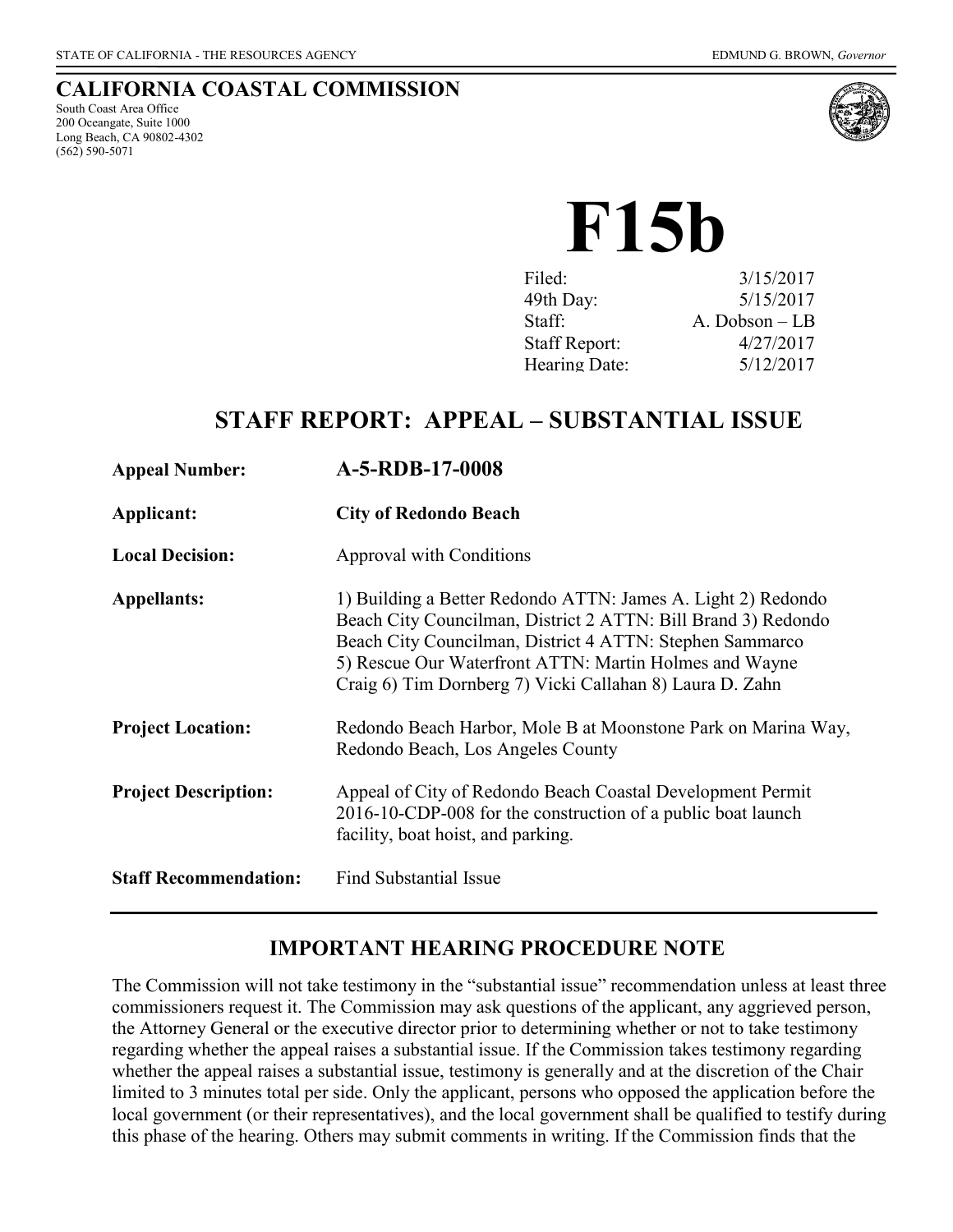STATE OF CALIFORNIA - THE RESOURCES AGENCY

EDMUND G. BROWN, *Governor*

## CALIFORNIA COASTAL COMMISSION

South Coast Area Office
200 Oceangate, Suite 1000
Long Beach, CA 90802-4302
(562) 590-5071

# F15b

| | |
|---|---|
| Filed: | 3/15/2017 |
| 49th Day: | 5/15/2017 |
| Staff: | A. Dobson – LB |
| Staff Report: | 4/27/2017 |
| Hearing Date: | 5/12/2017 |

## STAFF REPORT: APPEAL – SUBSTANTIAL ISSUE

| | |
|---|---|
| **Appeal Number:** | **A-5-RDB-17-0008** |
| **Applicant:** | **City of Redondo Beach** |
| **Local Decision:** | Approval with Conditions |
| **Appellants:** | 1) Building a Better Redondo ATTN: James A. Light 2) Redondo Beach City Councilman, District 2 ATTN: Bill Brand 3) Redondo Beach City Councilman, District 4 ATTN: Stephen Sammarco 5) Rescue Our Waterfront ATTN: Martin Holmes and Wayne Craig 6) Tim Dornberg 7) Vicki Callahan 8) Laura D. Zahn |
| **Project Location:** | Redondo Beach Harbor, Mole B at Moonstone Park on Marina Way, Redondo Beach, Los Angeles County |
| **Project Description:** | Appeal of City of Redondo Beach Coastal Development Permit 2016-10-CDP-008 for the construction of a public boat launch facility, boat hoist, and parking. |
| **Staff Recommendation:** | Find Substantial Issue |

## IMPORTANT HEARING PROCEDURE NOTE

The Commission will not take testimony in the "substantial issue" recommendation unless at least three commissioners request it. The Commission may ask questions of the applicant, any aggrieved person, the Attorney General or the executive director prior to determining whether or not to take testimony regarding whether the appeal raises a substantial issue. If the Commission takes testimony regarding whether the appeal raises a substantial issue, testimony is generally and at the discretion of the Chair limited to 3 minutes total per side. Only the applicant, persons who opposed the application before the local government (or their representatives), and the local government shall be qualified to testify during this phase of the hearing. Others may submit comments in writing. If the Commission finds that the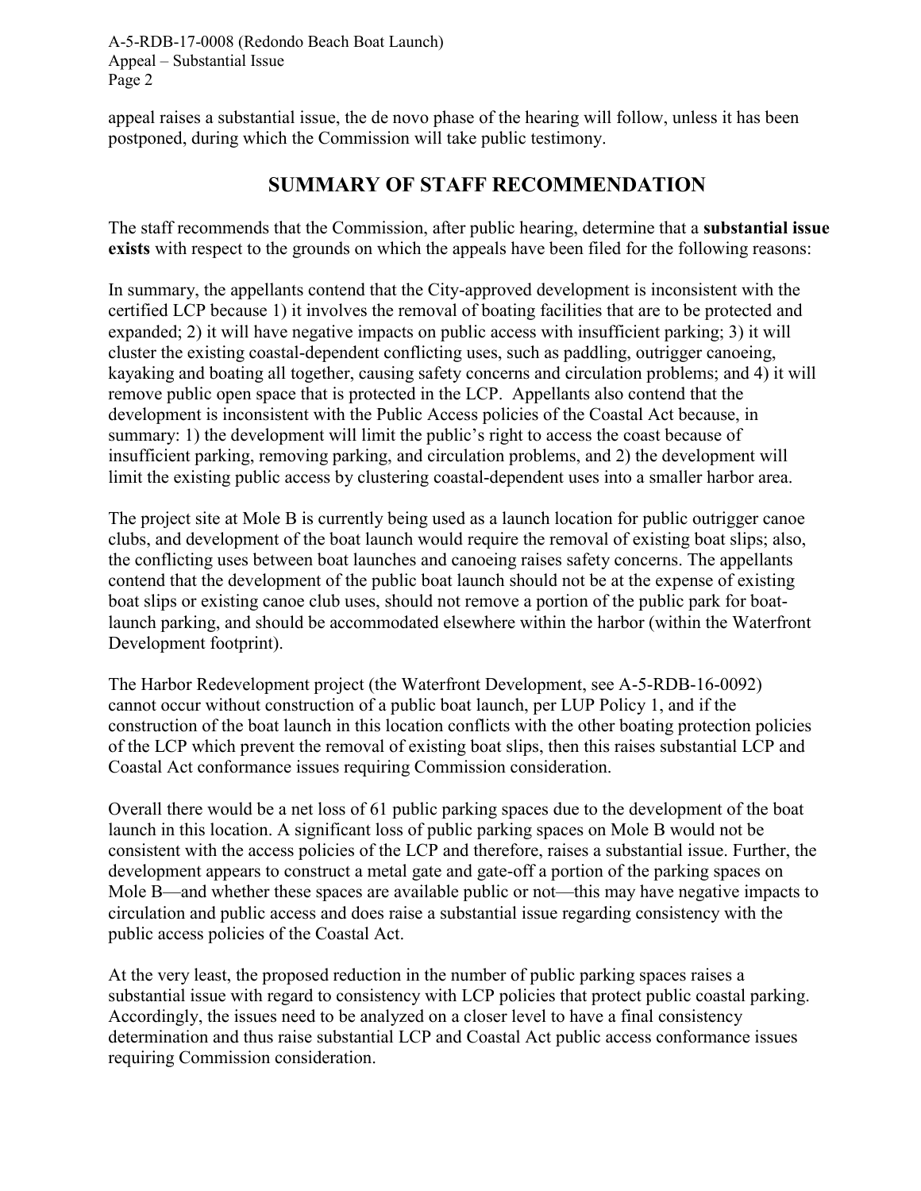appeal raises a substantial issue, the de novo phase of the hearing will follow, unless it has been postponed, during which the Commission will take public testimony.

## SUMMARY OF STAFF RECOMMENDATION

The staff recommends that the Commission, after public hearing, determine that a **substantial issue exists** with respect to the grounds on which the appeals have been filed for the following reasons:

In summary, the appellants contend that the City-approved development is inconsistent with the certified LCP because 1) it involves the removal of boating facilities that are to be protected and expanded; 2) it will have negative impacts on public access with insufficient parking; 3) it will cluster the existing coastal-dependent conflicting uses, such as paddling, outrigger canoeing, kayaking and boating all together, causing safety concerns and circulation problems; and 4) it will remove public open space that is protected in the LCP. Appellants also contend that the development is inconsistent with the Public Access policies of the Coastal Act because, in summary: 1) the development will limit the public's right to access the coast because of insufficient parking, removing parking, and circulation problems, and 2) the development will limit the existing public access by clustering coastal-dependent uses into a smaller harbor area.

The project site at Mole B is currently being used as a launch location for public outrigger canoe clubs, and development of the boat launch would require the removal of existing boat slips; also, the conflicting uses between boat launches and canoeing raises safety concerns. The appellants contend that the development of the public boat launch should not be at the expense of existing boat slips or existing canoe club uses, should not remove a portion of the public park for boat-launch parking, and should be accommodated elsewhere within the harbor (within the Waterfront Development footprint).

The Harbor Redevelopment project (the Waterfront Development, see A-5-RDB-16-0092) cannot occur without construction of a public boat launch, per LUP Policy 1, and if the construction of the boat launch in this location conflicts with the other boating protection policies of the LCP which prevent the removal of existing boat slips, then this raises substantial LCP and Coastal Act conformance issues requiring Commission consideration.

Overall there would be a net loss of 61 public parking spaces due to the development of the boat launch in this location. A significant loss of public parking spaces on Mole B would not be consistent with the access policies of the LCP and therefore, raises a substantial issue. Further, the development appears to construct a metal gate and gate-off a portion of the parking spaces on Mole B—and whether these spaces are available public or not—this may have negative impacts to circulation and public access and does raise a substantial issue regarding consistency with the public access policies of the Coastal Act.

At the very least, the proposed reduction in the number of public parking spaces raises a substantial issue with regard to consistency with LCP policies that protect public coastal parking. Accordingly, the issues need to be analyzed on a closer level to have a final consistency determination and thus raise substantial LCP and Coastal Act public access conformance issues requiring Commission consideration.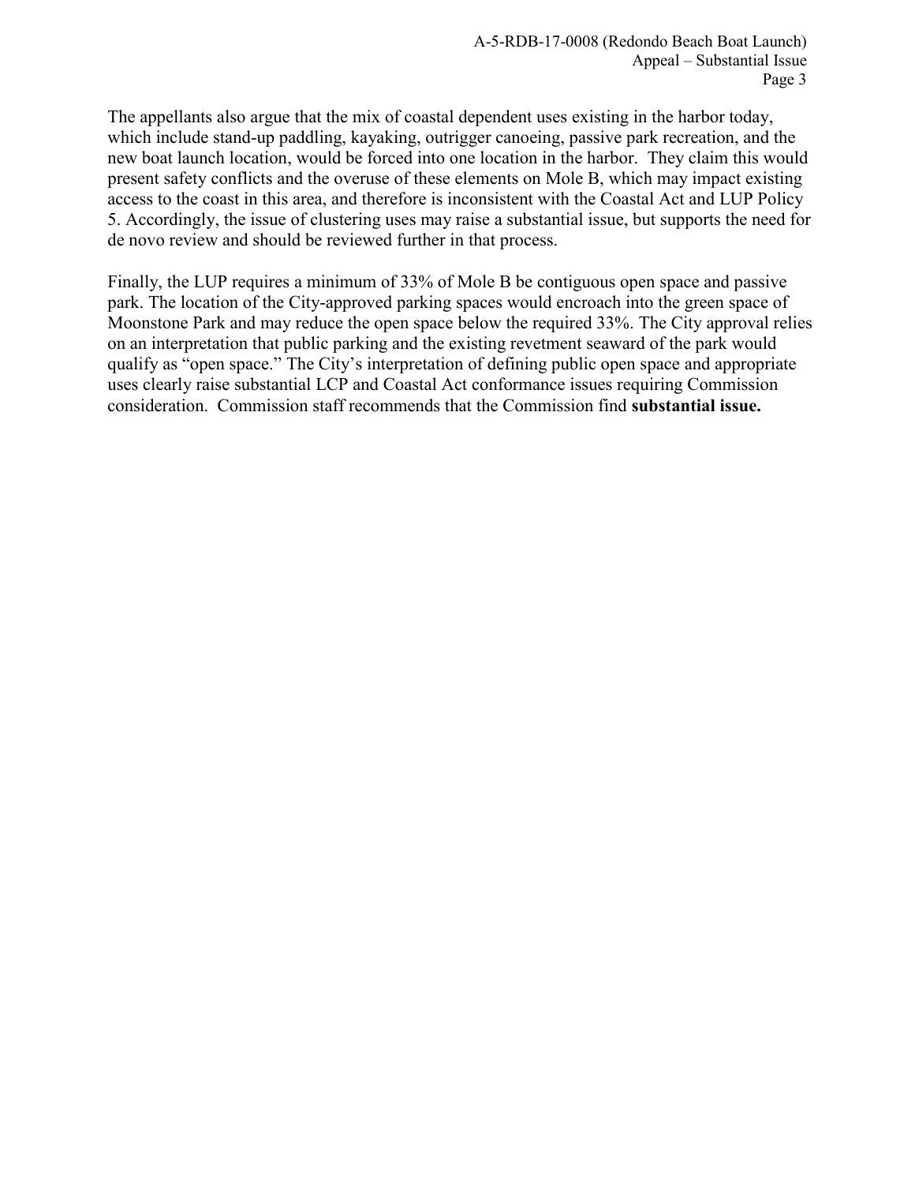The appellants also argue that the mix of coastal dependent uses existing in the harbor today, which include stand-up paddling, kayaking, outrigger canoeing, passive park recreation, and the new boat launch location, would be forced into one location in the harbor. They claim this would present safety conflicts and the overuse of these elements on Mole B, which may impact existing access to the coast in this area, and therefore is inconsistent with the Coastal Act and LUP Policy 5. Accordingly, the issue of clustering uses may raise a substantial issue, but supports the need for de novo review and should be reviewed further in that process.

Finally, the LUP requires a minimum of 33% of Mole B be contiguous open space and passive park. The location of the City-approved parking spaces would encroach into the green space of Moonstone Park and may reduce the open space below the required 33%. The City approval relies on an interpretation that public parking and the existing revetment seaward of the park would qualify as "open space." The City's interpretation of defining public open space and appropriate uses clearly raise substantial LCP and Coastal Act conformance issues requiring Commission consideration. Commission staff recommends that the Commission find **substantial issue.**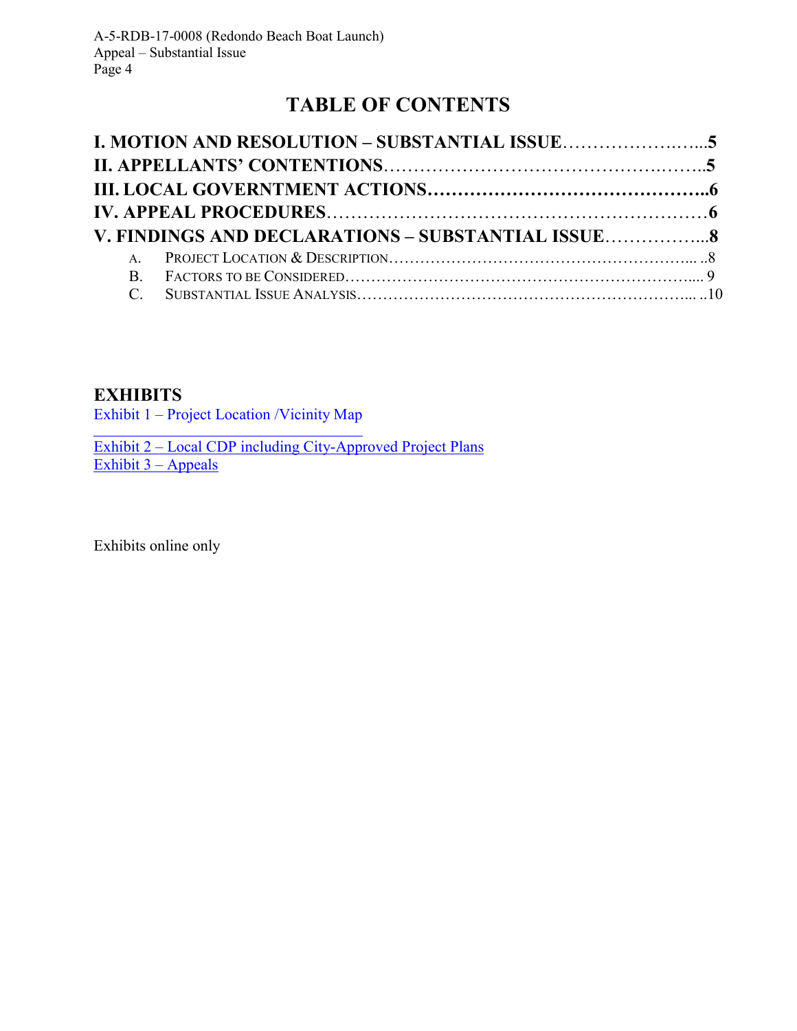# TABLE OF CONTENTS

**I. MOTION AND RESOLUTION – SUBSTANTIAL ISSUE……………….…..5**

**II. APPELLANTS' CONTENTIONS…………………………………….……..5**

**III. LOCAL GOVERNTMENT ACTIONS……………………………………..6**

**IV. APPEAL PROCEDURES…………………………………………………6**

**V. FINDINGS AND DECLARATIONS – SUBSTANTIAL ISSUE……………..8**

- A. PROJECT LOCATION & DESCRIPTION……………………………………………….... ..8
- B. FACTORS TO BE CONSIDERED………………………………………………………..... 9
- C. SUBSTANTIAL ISSUE ANALYSIS……………………………………………………... ..10

## EXHIBITS

Exhibit 1 – Project Location /Vicinity Map

Exhibit 2 – Local CDP including City-Approved Project Plans

Exhibit 3 – Appeals

Exhibits online only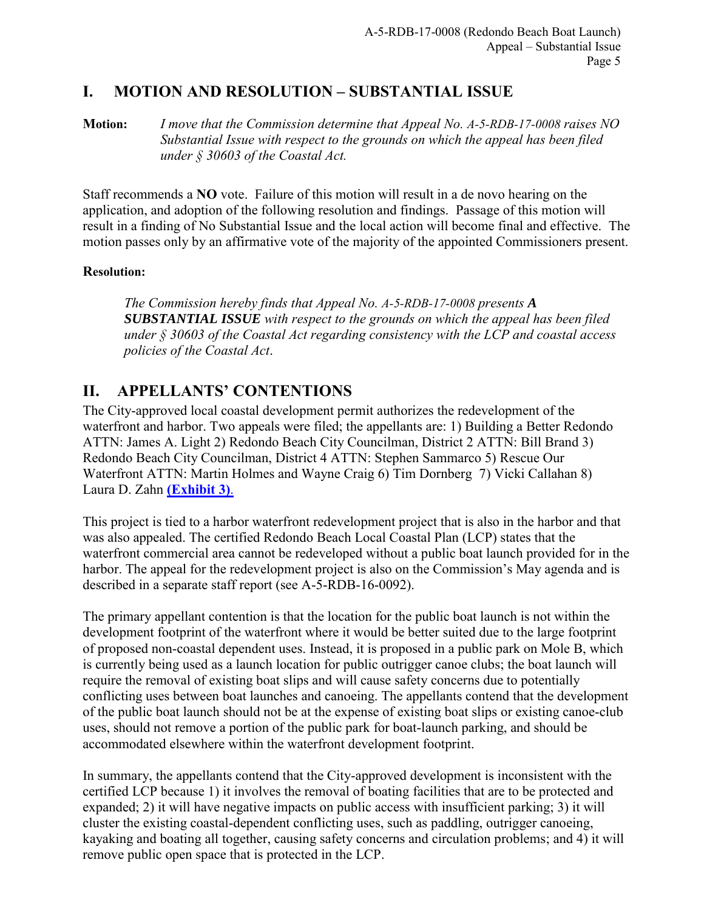## I. MOTION AND RESOLUTION – SUBSTANTIAL ISSUE

**Motion:** *I move that the Commission determine that Appeal No. A-5-RDB-17-0008 raises NO Substantial Issue with respect to the grounds on which the appeal has been filed under § 30603 of the Coastal Act.*

Staff recommends a **NO** vote. Failure of this motion will result in a de novo hearing on the application, and adoption of the following resolution and findings. Passage of this motion will result in a finding of No Substantial Issue and the local action will become final and effective. The motion passes only by an affirmative vote of the majority of the appointed Commissioners present.

**Resolution:**

> *The Commission hereby finds that Appeal No. A-5-RDB-17-0008 presents **A SUBSTANTIAL ISSUE** with respect to the grounds on which the appeal has been filed under § 30603 of the Coastal Act regarding consistency with the LCP and coastal access policies of the Coastal Act.*

## II. APPELLANTS' CONTENTIONS

The City-approved local coastal development permit authorizes the redevelopment of the waterfront and harbor. Two appeals were filed; the appellants are: 1) Building a Better Redondo ATTN: James A. Light 2) Redondo Beach City Councilman, District 2 ATTN: Bill Brand 3) Redondo Beach City Councilman, District 4 ATTN: Stephen Sammarco 5) Rescue Our Waterfront ATTN: Martin Holmes and Wayne Craig 6) Tim Dornberg 7) Vicki Callahan 8) Laura D. Zahn **(Exhibit 3)**.

This project is tied to a harbor waterfront redevelopment project that is also in the harbor and that was also appealed. The certified Redondo Beach Local Coastal Plan (LCP) states that the waterfront commercial area cannot be redeveloped without a public boat launch provided for in the harbor. The appeal for the redevelopment project is also on the Commission's May agenda and is described in a separate staff report (see A-5-RDB-16-0092).

The primary appellant contention is that the location for the public boat launch is not within the development footprint of the waterfront where it would be better suited due to the large footprint of proposed non-coastal dependent uses. Instead, it is proposed in a public park on Mole B, which is currently being used as a launch location for public outrigger canoe clubs; the boat launch will require the removal of existing boat slips and will cause safety concerns due to potentially conflicting uses between boat launches and canoeing. The appellants contend that the development of the public boat launch should not be at the expense of existing boat slips or existing canoe-club uses, should not remove a portion of the public park for boat-launch parking, and should be accommodated elsewhere within the waterfront development footprint.

In summary, the appellants contend that the City-approved development is inconsistent with the certified LCP because 1) it involves the removal of boating facilities that are to be protected and expanded; 2) it will have negative impacts on public access with insufficient parking; 3) it will cluster the existing coastal-dependent conflicting uses, such as paddling, outrigger canoeing, kayaking and boating all together, causing safety concerns and circulation problems; and 4) it will remove public open space that is protected in the LCP.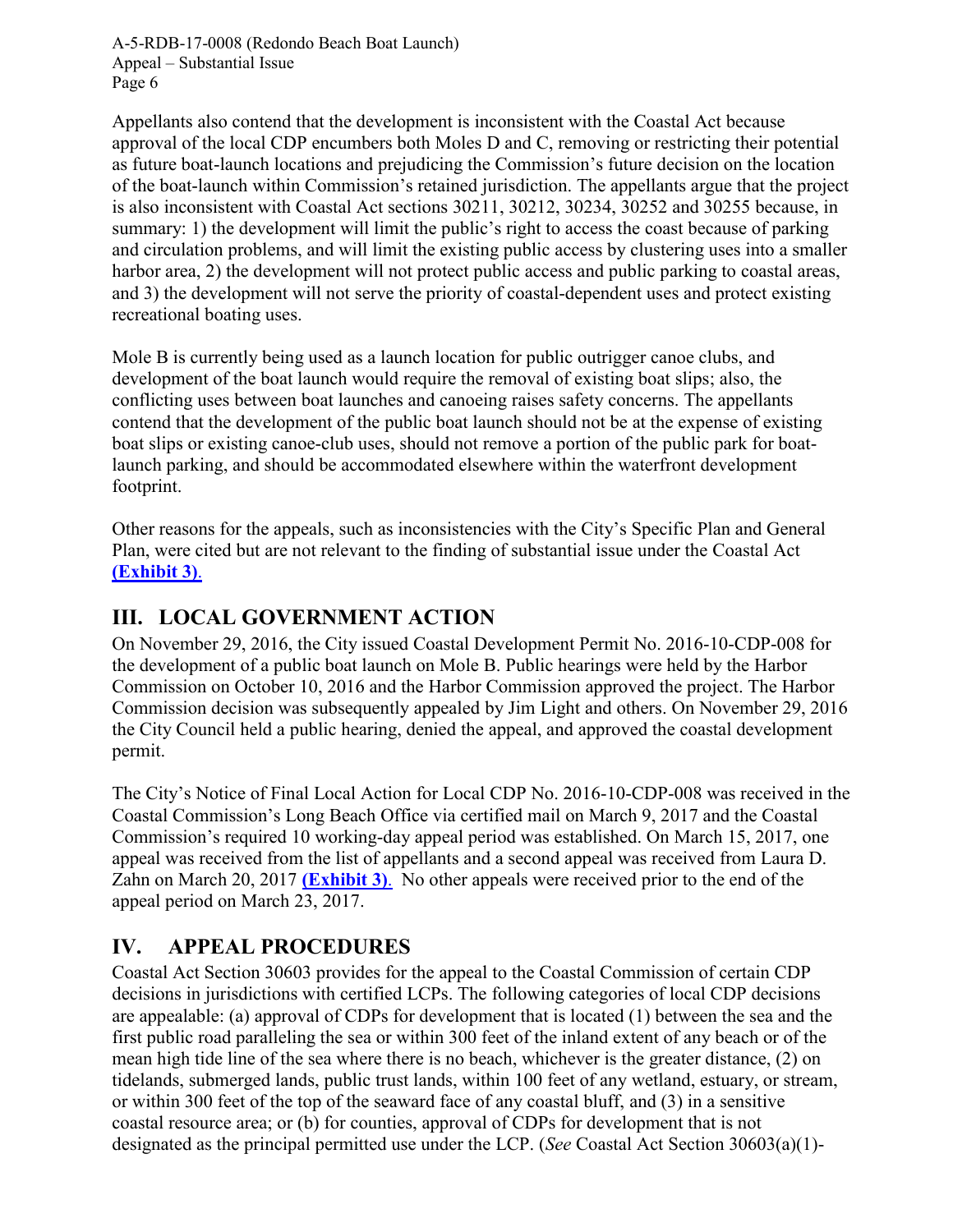Appellants also contend that the development is inconsistent with the Coastal Act because approval of the local CDP encumbers both Moles D and C, removing or restricting their potential as future boat-launch locations and prejudicing the Commission's future decision on the location of the boat-launch within Commission's retained jurisdiction. The appellants argue that the project is also inconsistent with Coastal Act sections 30211, 30212, 30234, 30252 and 30255 because, in summary: 1) the development will limit the public's right to access the coast because of parking and circulation problems, and will limit the existing public access by clustering uses into a smaller harbor area, 2) the development will not protect public access and public parking to coastal areas, and 3) the development will not serve the priority of coastal-dependent uses and protect existing recreational boating uses.

Mole B is currently being used as a launch location for public outrigger canoe clubs, and development of the boat launch would require the removal of existing boat slips; also, the conflicting uses between boat launches and canoeing raises safety concerns. The appellants contend that the development of the public boat launch should not be at the expense of existing boat slips or existing canoe-club uses, should not remove a portion of the public park for boat-launch parking, and should be accommodated elsewhere within the waterfront development footprint.

Other reasons for the appeals, such as inconsistencies with the City's Specific Plan and General Plan, were cited but are not relevant to the finding of substantial issue under the Coastal Act **(Exhibit 3)**.

## III. LOCAL GOVERNMENT ACTION

On November 29, 2016, the City issued Coastal Development Permit No. 2016-10-CDP-008 for the development of a public boat launch on Mole B. Public hearings were held by the Harbor Commission on October 10, 2016 and the Harbor Commission approved the project. The Harbor Commission decision was subsequently appealed by Jim Light and others. On November 29, 2016 the City Council held a public hearing, denied the appeal, and approved the coastal development permit.

The City's Notice of Final Local Action for Local CDP No. 2016-10-CDP-008 was received in the Coastal Commission's Long Beach Office via certified mail on March 9, 2017 and the Coastal Commission's required 10 working-day appeal period was established. On March 15, 2017, one appeal was received from the list of appellants and a second appeal was received from Laura D. Zahn on March 20, 2017 **(Exhibit 3)**. No other appeals were received prior to the end of the appeal period on March 23, 2017.

## IV. APPEAL PROCEDURES

Coastal Act Section 30603 provides for the appeal to the Coastal Commission of certain CDP decisions in jurisdictions with certified LCPs. The following categories of local CDP decisions are appealable: (a) approval of CDPs for development that is located (1) between the sea and the first public road paralleling the sea or within 300 feet of the inland extent of any beach or of the mean high tide line of the sea where there is no beach, whichever is the greater distance, (2) on tidelands, submerged lands, public trust lands, within 100 feet of any wetland, estuary, or stream, or within 300 feet of the top of the seaward face of any coastal bluff, and (3) in a sensitive coastal resource area; or (b) for counties, approval of CDPs for development that is not designated as the principal permitted use under the LCP. (*See* Coastal Act Section 30603(a)(1)-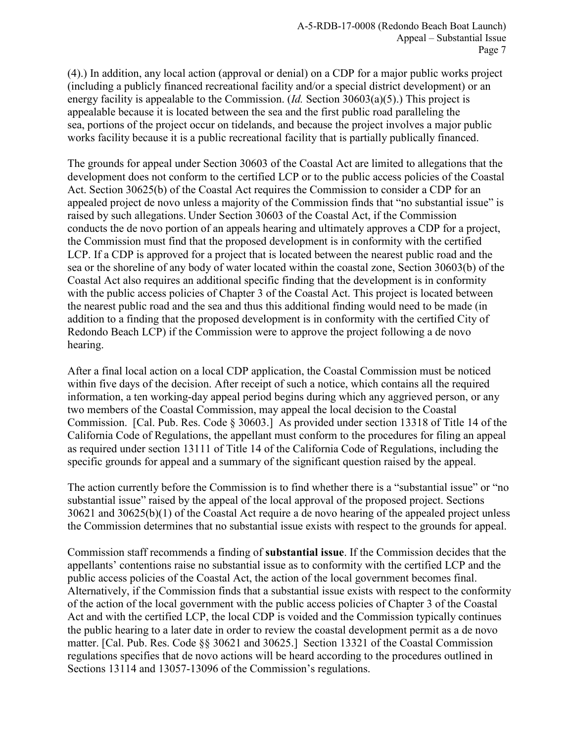(4).) In addition, any local action (approval or denial) on a CDP for a major public works project (including a publicly financed recreational facility and/or a special district development) or an energy facility is appealable to the Commission. (*Id.* Section 30603(a)(5).) This project is appealable because it is located between the sea and the first public road paralleling the sea, portions of the project occur on tidelands, and because the project involves a major public works facility because it is a public recreational facility that is partially publically financed.

The grounds for appeal under Section 30603 of the Coastal Act are limited to allegations that the development does not conform to the certified LCP or to the public access policies of the Coastal Act. Section 30625(b) of the Coastal Act requires the Commission to consider a CDP for an appealed project de novo unless a majority of the Commission finds that "no substantial issue" is raised by such allegations. Under Section 30603 of the Coastal Act, if the Commission conducts the de novo portion of an appeals hearing and ultimately approves a CDP for a project, the Commission must find that the proposed development is in conformity with the certified LCP. If a CDP is approved for a project that is located between the nearest public road and the sea or the shoreline of any body of water located within the coastal zone, Section 30603(b) of the Coastal Act also requires an additional specific finding that the development is in conformity with the public access policies of Chapter 3 of the Coastal Act. This project is located between the nearest public road and the sea and thus this additional finding would need to be made (in addition to a finding that the proposed development is in conformity with the certified City of Redondo Beach LCP) if the Commission were to approve the project following a de novo hearing.

After a final local action on a local CDP application, the Coastal Commission must be noticed within five days of the decision. After receipt of such a notice, which contains all the required information, a ten working-day appeal period begins during which any aggrieved person, or any two members of the Coastal Commission, may appeal the local decision to the Coastal Commission. [Cal. Pub. Res. Code § 30603.] As provided under section 13318 of Title 14 of the California Code of Regulations, the appellant must conform to the procedures for filing an appeal as required under section 13111 of Title 14 of the California Code of Regulations, including the specific grounds for appeal and a summary of the significant question raised by the appeal.

The action currently before the Commission is to find whether there is a "substantial issue" or "no substantial issue" raised by the appeal of the local approval of the proposed project. Sections 30621 and 30625(b)(1) of the Coastal Act require a de novo hearing of the appealed project unless the Commission determines that no substantial issue exists with respect to the grounds for appeal.

Commission staff recommends a finding of **substantial issue**. If the Commission decides that the appellants' contentions raise no substantial issue as to conformity with the certified LCP and the public access policies of the Coastal Act, the action of the local government becomes final. Alternatively, if the Commission finds that a substantial issue exists with respect to the conformity of the action of the local government with the public access policies of Chapter 3 of the Coastal Act and with the certified LCP, the local CDP is voided and the Commission typically continues the public hearing to a later date in order to review the coastal development permit as a de novo matter. [Cal. Pub. Res. Code §§ 30621 and 30625.] Section 13321 of the Coastal Commission regulations specifies that de novo actions will be heard according to the procedures outlined in Sections 13114 and 13057-13096 of the Commission's regulations.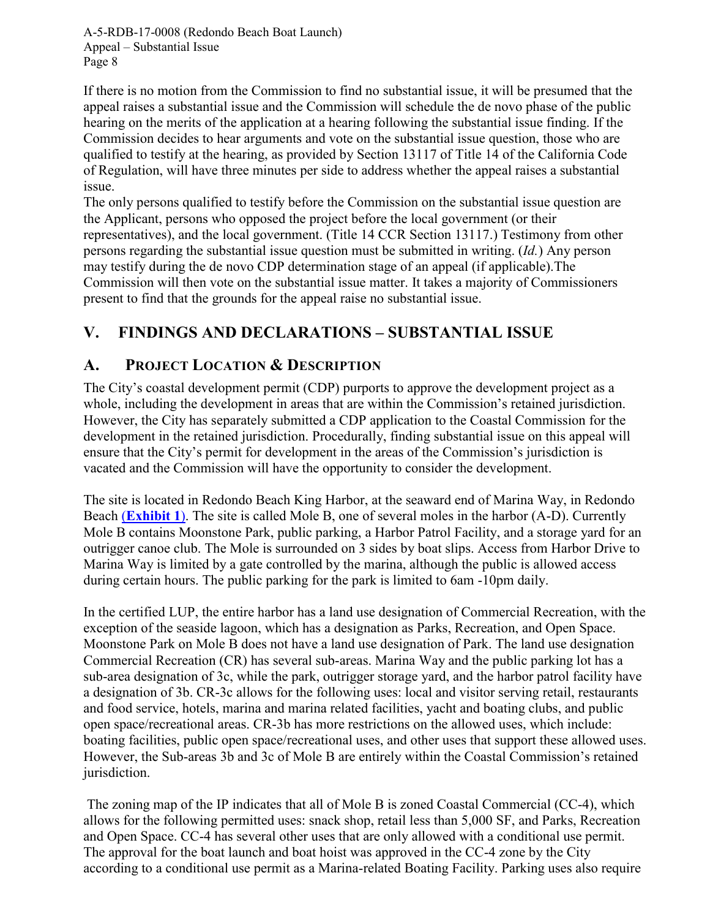If there is no motion from the Commission to find no substantial issue, it will be presumed that the appeal raises a substantial issue and the Commission will schedule the de novo phase of the public hearing on the merits of the application at a hearing following the substantial issue finding. If the Commission decides to hear arguments and vote on the substantial issue question, those who are qualified to testify at the hearing, as provided by Section 13117 of Title 14 of the California Code of Regulation, will have three minutes per side to address whether the appeal raises a substantial issue.

The only persons qualified to testify before the Commission on the substantial issue question are the Applicant, persons who opposed the project before the local government (or their representatives), and the local government. (Title 14 CCR Section 13117.) Testimony from other persons regarding the substantial issue question must be submitted in writing. (*Id.*) Any person may testify during the de novo CDP determination stage of an appeal (if applicable).The Commission will then vote on the substantial issue matter. It takes a majority of Commissioners present to find that the grounds for the appeal raise no substantial issue.

# V. FINDINGS AND DECLARATIONS – SUBSTANTIAL ISSUE

## A. PROJECT LOCATION & DESCRIPTION

The City's coastal development permit (CDP) purports to approve the development project as a whole, including the development in areas that are within the Commission's retained jurisdiction. However, the City has separately submitted a CDP application to the Coastal Commission for the development in the retained jurisdiction. Procedurally, finding substantial issue on this appeal will ensure that the City's permit for development in the areas of the Commission's jurisdiction is vacated and the Commission will have the opportunity to consider the development.

The site is located in Redondo Beach King Harbor, at the seaward end of Marina Way, in Redondo Beach (**Exhibit 1**). The site is called Mole B, one of several moles in the harbor (A-D). Currently Mole B contains Moonstone Park, public parking, a Harbor Patrol Facility, and a storage yard for an outrigger canoe club. The Mole is surrounded on 3 sides by boat slips. Access from Harbor Drive to Marina Way is limited by a gate controlled by the marina, although the public is allowed access during certain hours. The public parking for the park is limited to 6am -10pm daily.

In the certified LUP, the entire harbor has a land use designation of Commercial Recreation, with the exception of the seaside lagoon, which has a designation as Parks, Recreation, and Open Space. Moonstone Park on Mole B does not have a land use designation of Park. The land use designation Commercial Recreation (CR) has several sub-areas. Marina Way and the public parking lot has a sub-area designation of 3c, while the park, outrigger storage yard, and the harbor patrol facility have a designation of 3b. CR-3c allows for the following uses: local and visitor serving retail, restaurants and food service, hotels, marina and marina related facilities, yacht and boating clubs, and public open space/recreational areas. CR-3b has more restrictions on the allowed uses, which include: boating facilities, public open space/recreational uses, and other uses that support these allowed uses. However, the Sub-areas 3b and 3c of Mole B are entirely within the Coastal Commission's retained jurisdiction.

The zoning map of the IP indicates that all of Mole B is zoned Coastal Commercial (CC-4), which allows for the following permitted uses: snack shop, retail less than 5,000 SF, and Parks, Recreation and Open Space. CC-4 has several other uses that are only allowed with a conditional use permit. The approval for the boat launch and boat hoist was approved in the CC-4 zone by the City according to a conditional use permit as a Marina-related Boating Facility. Parking uses also require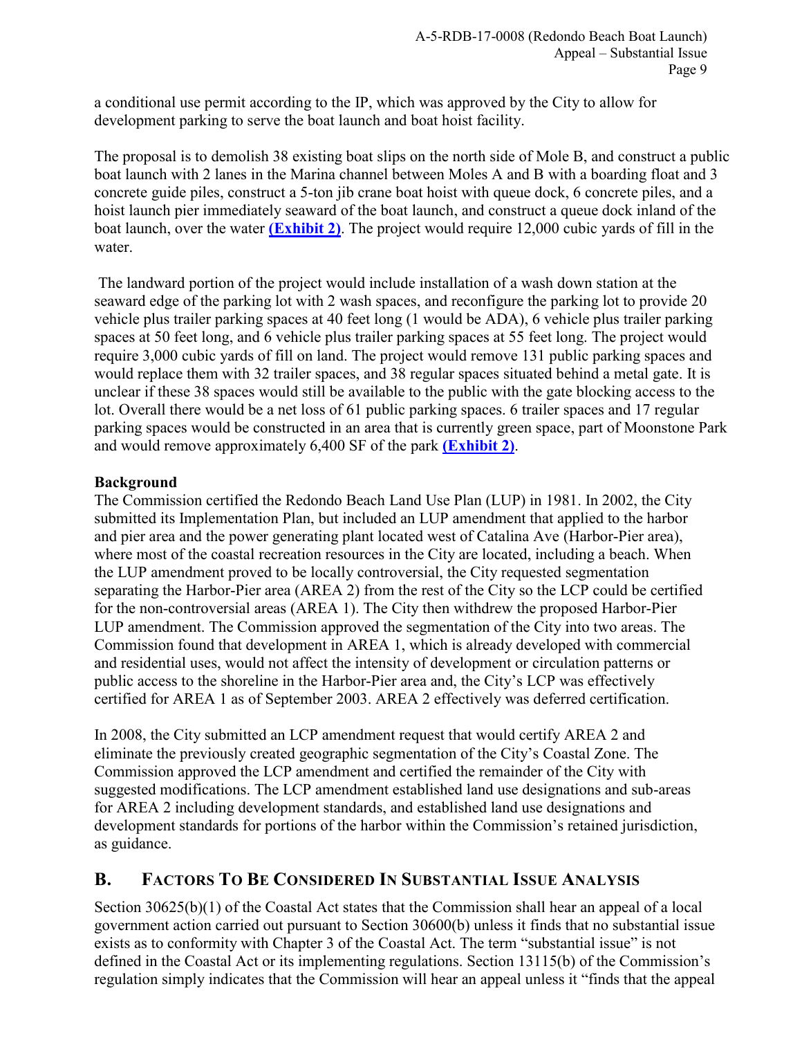a conditional use permit according to the IP, which was approved by the City to allow for development parking to serve the boat launch and boat hoist facility.

The proposal is to demolish 38 existing boat slips on the north side of Mole B, and construct a public boat launch with 2 lanes in the Marina channel between Moles A and B with a boarding float and 3 concrete guide piles, construct a 5-ton jib crane boat hoist with queue dock, 6 concrete piles, and a hoist launch pier immediately seaward of the boat launch, and construct a queue dock inland of the boat launch, over the water **(Exhibit 2)**. The project would require 12,000 cubic yards of fill in the water.

The landward portion of the project would include installation of a wash down station at the seaward edge of the parking lot with 2 wash spaces, and reconfigure the parking lot to provide 20 vehicle plus trailer parking spaces at 40 feet long (1 would be ADA), 6 vehicle plus trailer parking spaces at 50 feet long, and 6 vehicle plus trailer parking spaces at 55 feet long. The project would require 3,000 cubic yards of fill on land. The project would remove 131 public parking spaces and would replace them with 32 trailer spaces, and 38 regular spaces situated behind a metal gate. It is unclear if these 38 spaces would still be available to the public with the gate blocking access to the lot. Overall there would be a net loss of 61 public parking spaces. 6 trailer spaces and 17 regular parking spaces would be constructed in an area that is currently green space, part of Moonstone Park and would remove approximately 6,400 SF of the park **(Exhibit 2)**.

**Background**

The Commission certified the Redondo Beach Land Use Plan (LUP) in 1981. In 2002, the City submitted its Implementation Plan, but included an LUP amendment that applied to the harbor and pier area and the power generating plant located west of Catalina Ave (Harbor-Pier area), where most of the coastal recreation resources in the City are located, including a beach. When the LUP amendment proved to be locally controversial, the City requested segmentation separating the Harbor-Pier area (AREA 2) from the rest of the City so the LCP could be certified for the non-controversial areas (AREA 1). The City then withdrew the proposed Harbor-Pier LUP amendment. The Commission approved the segmentation of the City into two areas. The Commission found that development in AREA 1, which is already developed with commercial and residential uses, would not affect the intensity of development or circulation patterns or public access to the shoreline in the Harbor-Pier area and, the City's LCP was effectively certified for AREA 1 as of September 2003. AREA 2 effectively was deferred certification.

In 2008, the City submitted an LCP amendment request that would certify AREA 2 and eliminate the previously created geographic segmentation of the City's Coastal Zone. The Commission approved the LCP amendment and certified the remainder of the City with suggested modifications. The LCP amendment established land use designations and sub-areas for AREA 2 including development standards, and established land use designations and development standards for portions of the harbor within the Commission's retained jurisdiction, as guidance.

## B. Factors To Be Considered In Substantial Issue Analysis

Section 30625(b)(1) of the Coastal Act states that the Commission shall hear an appeal of a local government action carried out pursuant to Section 30600(b) unless it finds that no substantial issue exists as to conformity with Chapter 3 of the Coastal Act. The term "substantial issue" is not defined in the Coastal Act or its implementing regulations. Section 13115(b) of the Commission's regulation simply indicates that the Commission will hear an appeal unless it "finds that the appeal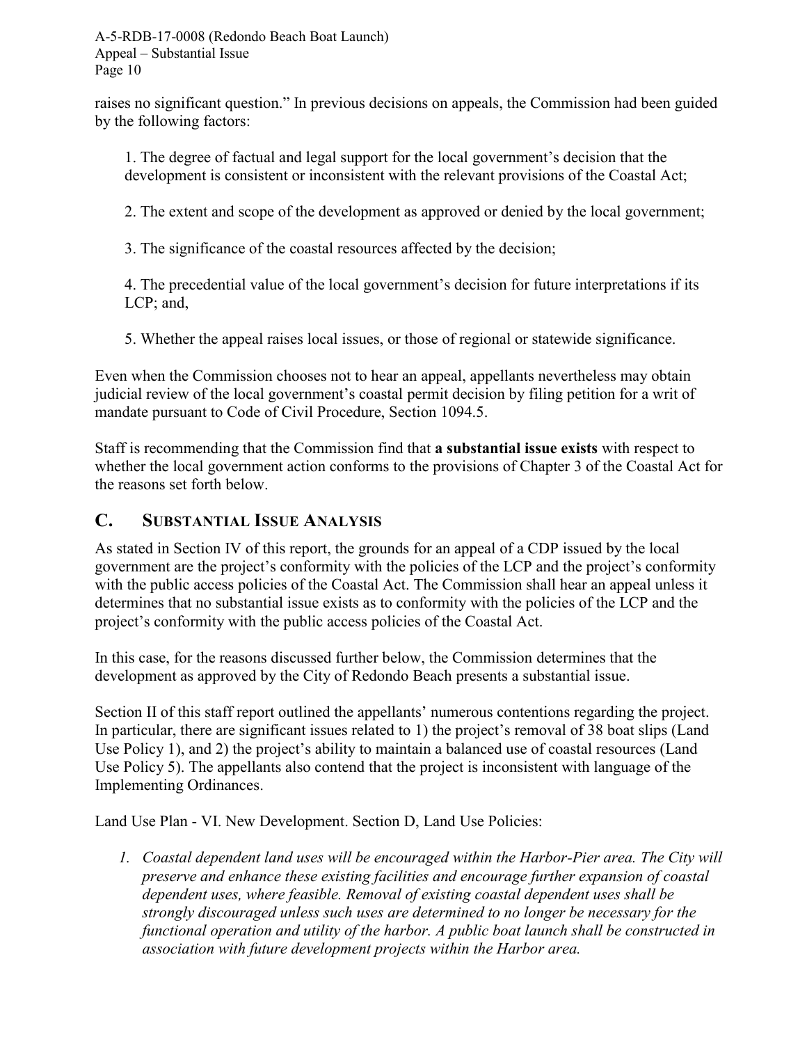raises no significant question." In previous decisions on appeals, the Commission had been guided by the following factors:

1. The degree of factual and legal support for the local government's decision that the development is consistent or inconsistent with the relevant provisions of the Coastal Act;

2. The extent and scope of the development as approved or denied by the local government;

3. The significance of the coastal resources affected by the decision;

4. The precedential value of the local government's decision for future interpretations if its LCP; and,

5. Whether the appeal raises local issues, or those of regional or statewide significance.

Even when the Commission chooses not to hear an appeal, appellants nevertheless may obtain judicial review of the local government's coastal permit decision by filing petition for a writ of mandate pursuant to Code of Civil Procedure, Section 1094.5.

Staff is recommending that the Commission find that **a substantial issue exists** with respect to whether the local government action conforms to the provisions of Chapter 3 of the Coastal Act for the reasons set forth below.

## C. SUBSTANTIAL ISSUE ANALYSIS

As stated in Section IV of this report, the grounds for an appeal of a CDP issued by the local government are the project's conformity with the policies of the LCP and the project's conformity with the public access policies of the Coastal Act. The Commission shall hear an appeal unless it determines that no substantial issue exists as to conformity with the policies of the LCP and the project's conformity with the public access policies of the Coastal Act.

In this case, for the reasons discussed further below, the Commission determines that the development as approved by the City of Redondo Beach presents a substantial issue.

Section II of this staff report outlined the appellants' numerous contentions regarding the project. In particular, there are significant issues related to 1) the project's removal of 38 boat slips (Land Use Policy 1), and 2) the project's ability to maintain a balanced use of coastal resources (Land Use Policy 5). The appellants also contend that the project is inconsistent with language of the Implementing Ordinances.

Land Use Plan - VI. New Development. Section D, Land Use Policies:

1. *Coastal dependent land uses will be encouraged within the Harbor-Pier area. The City will preserve and enhance these existing facilities and encourage further expansion of coastal dependent uses, where feasible. Removal of existing coastal dependent uses shall be strongly discouraged unless such uses are determined to no longer be necessary for the functional operation and utility of the harbor. A public boat launch shall be constructed in association with future development projects within the Harbor area.*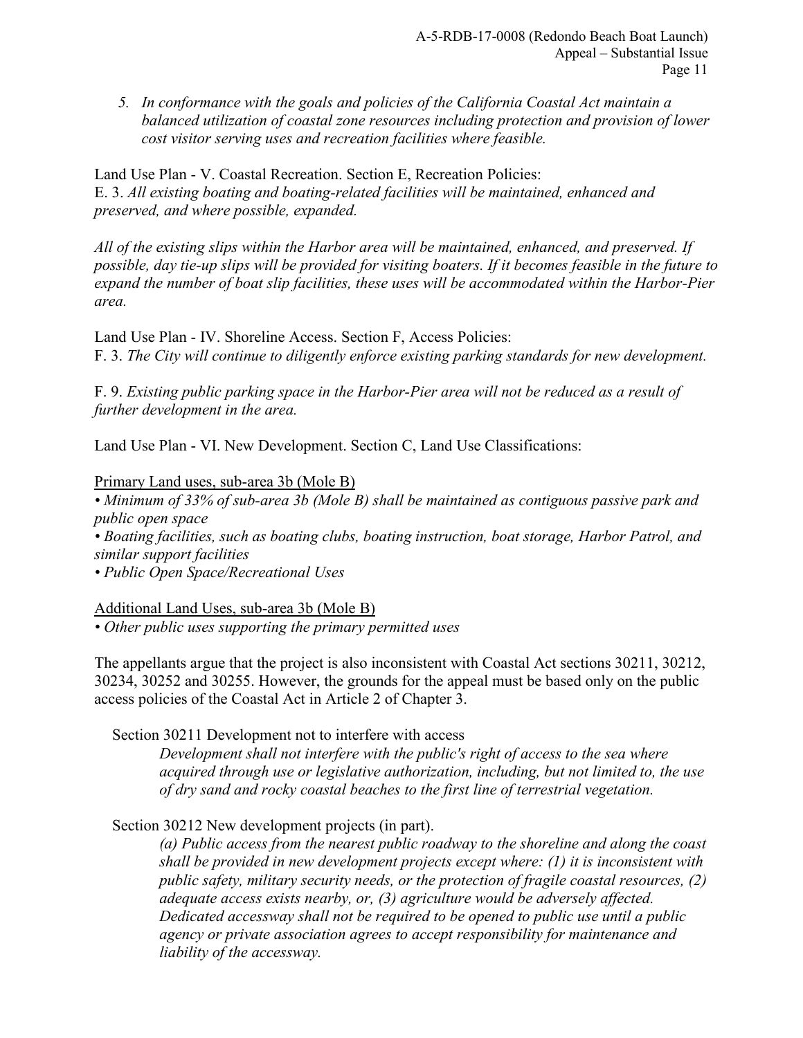5. *In conformance with the goals and policies of the California Coastal Act maintain a balanced utilization of coastal zone resources including protection and provision of lower cost visitor serving uses and recreation facilities where feasible.*

Land Use Plan - V. Coastal Recreation. Section E, Recreation Policies:
E. 3. *All existing boating and boating-related facilities will be maintained, enhanced and preserved, and where possible, expanded.*

*All of the existing slips within the Harbor area will be maintained, enhanced, and preserved. If possible, day tie-up slips will be provided for visiting boaters. If it becomes feasible in the future to expand the number of boat slip facilities, these uses will be accommodated within the Harbor-Pier area.*

Land Use Plan - IV. Shoreline Access. Section F, Access Policies:
F. 3. *The City will continue to diligently enforce existing parking standards for new development.*

F. 9. *Existing public parking space in the Harbor-Pier area will not be reduced as a result of further development in the area.*

Land Use Plan - VI. New Development. Section C, Land Use Classifications:

<u>Primary Land uses, sub-area 3b (Mole B)</u>
• *Minimum of 33% of sub-area 3b (Mole B) shall be maintained as contiguous passive park and public open space*
• *Boating facilities, such as boating clubs, boating instruction, boat storage, Harbor Patrol, and similar support facilities*
• *Public Open Space/Recreational Uses*

<u>Additional Land Uses, sub-area 3b (Mole B)</u>
• *Other public uses supporting the primary permitted uses*

The appellants argue that the project is also inconsistent with Coastal Act sections 30211, 30212, 30234, 30252 and 30255. However, the grounds for the appeal must be based only on the public access policies of the Coastal Act in Article 2 of Chapter 3.

Section 30211 Development not to interfere with access

> *Development shall not interfere with the public's right of access to the sea where acquired through use or legislative authorization, including, but not limited to, the use of dry sand and rocky coastal beaches to the first line of terrestrial vegetation.*

Section 30212 New development projects (in part).

> *(a) Public access from the nearest public roadway to the shoreline and along the coast shall be provided in new development projects except where: (1) it is inconsistent with public safety, military security needs, or the protection of fragile coastal resources, (2) adequate access exists nearby, or, (3) agriculture would be adversely affected. Dedicated accessway shall not be required to be opened to public use until a public agency or private association agrees to accept responsibility for maintenance and liability of the accessway.*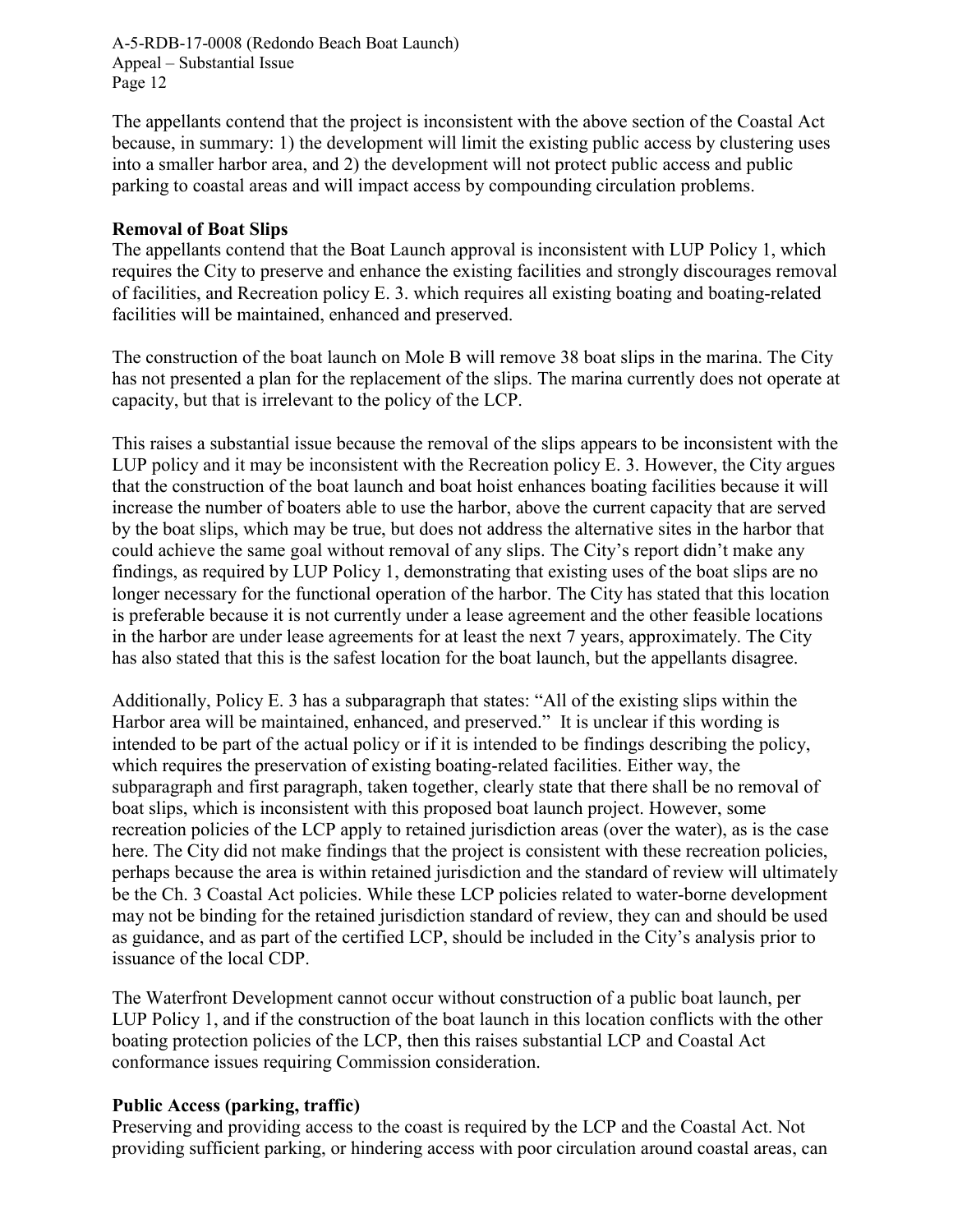The appellants contend that the project is inconsistent with the above section of the Coastal Act because, in summary: 1) the development will limit the existing public access by clustering uses into a smaller harbor area, and 2) the development will not protect public access and public parking to coastal areas and will impact access by compounding circulation problems.

**Removal of Boat Slips**

The appellants contend that the Boat Launch approval is inconsistent with LUP Policy 1, which requires the City to preserve and enhance the existing facilities and strongly discourages removal of facilities, and Recreation policy E. 3. which requires all existing boating and boating-related facilities will be maintained, enhanced and preserved.

The construction of the boat launch on Mole B will remove 38 boat slips in the marina. The City has not presented a plan for the replacement of the slips. The marina currently does not operate at capacity, but that is irrelevant to the policy of the LCP.

This raises a substantial issue because the removal of the slips appears to be inconsistent with the LUP policy and it may be inconsistent with the Recreation policy E. 3. However, the City argues that the construction of the boat launch and boat hoist enhances boating facilities because it will increase the number of boaters able to use the harbor, above the current capacity that are served by the boat slips, which may be true, but does not address the alternative sites in the harbor that could achieve the same goal without removal of any slips. The City's report didn't make any findings, as required by LUP Policy 1, demonstrating that existing uses of the boat slips are no longer necessary for the functional operation of the harbor. The City has stated that this location is preferable because it is not currently under a lease agreement and the other feasible locations in the harbor are under lease agreements for at least the next 7 years, approximately. The City has also stated that this is the safest location for the boat launch, but the appellants disagree.

Additionally, Policy E. 3 has a subparagraph that states: "All of the existing slips within the Harbor area will be maintained, enhanced, and preserved." It is unclear if this wording is intended to be part of the actual policy or if it is intended to be findings describing the policy, which requires the preservation of existing boating-related facilities. Either way, the subparagraph and first paragraph, taken together, clearly state that there shall be no removal of boat slips, which is inconsistent with this proposed boat launch project. However, some recreation policies of the LCP apply to retained jurisdiction areas (over the water), as is the case here. The City did not make findings that the project is consistent with these recreation policies, perhaps because the area is within retained jurisdiction and the standard of review will ultimately be the Ch. 3 Coastal Act policies. While these LCP policies related to water-borne development may not be binding for the retained jurisdiction standard of review, they can and should be used as guidance, and as part of the certified LCP, should be included in the City's analysis prior to issuance of the local CDP.

The Waterfront Development cannot occur without construction of a public boat launch, per LUP Policy 1, and if the construction of the boat launch in this location conflicts with the other boating protection policies of the LCP, then this raises substantial LCP and Coastal Act conformance issues requiring Commission consideration.

**Public Access (parking, traffic)**

Preserving and providing access to the coast is required by the LCP and the Coastal Act. Not providing sufficient parking, or hindering access with poor circulation around coastal areas, can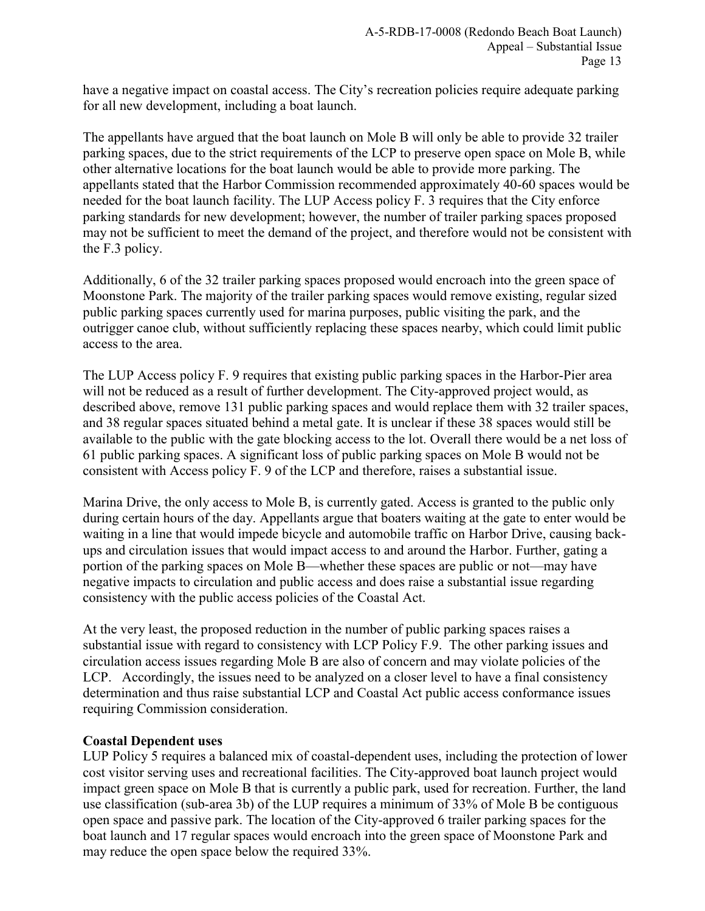have a negative impact on coastal access. The City's recreation policies require adequate parking for all new development, including a boat launch.

The appellants have argued that the boat launch on Mole B will only be able to provide 32 trailer parking spaces, due to the strict requirements of the LCP to preserve open space on Mole B, while other alternative locations for the boat launch would be able to provide more parking. The appellants stated that the Harbor Commission recommended approximately 40-60 spaces would be needed for the boat launch facility. The LUP Access policy F. 3 requires that the City enforce parking standards for new development; however, the number of trailer parking spaces proposed may not be sufficient to meet the demand of the project, and therefore would not be consistent with the F.3 policy.

Additionally, 6 of the 32 trailer parking spaces proposed would encroach into the green space of Moonstone Park. The majority of the trailer parking spaces would remove existing, regular sized public parking spaces currently used for marina purposes, public visiting the park, and the outrigger canoe club, without sufficiently replacing these spaces nearby, which could limit public access to the area.

The LUP Access policy F. 9 requires that existing public parking spaces in the Harbor-Pier area will not be reduced as a result of further development. The City-approved project would, as described above, remove 131 public parking spaces and would replace them with 32 trailer spaces, and 38 regular spaces situated behind a metal gate. It is unclear if these 38 spaces would still be available to the public with the gate blocking access to the lot. Overall there would be a net loss of 61 public parking spaces. A significant loss of public parking spaces on Mole B would not be consistent with Access policy F. 9 of the LCP and therefore, raises a substantial issue.

Marina Drive, the only access to Mole B, is currently gated. Access is granted to the public only during certain hours of the day. Appellants argue that boaters waiting at the gate to enter would be waiting in a line that would impede bicycle and automobile traffic on Harbor Drive, causing back-ups and circulation issues that would impact access to and around the Harbor. Further, gating a portion of the parking spaces on Mole B—whether these spaces are public or not—may have negative impacts to circulation and public access and does raise a substantial issue regarding consistency with the public access policies of the Coastal Act.

At the very least, the proposed reduction in the number of public parking spaces raises a substantial issue with regard to consistency with LCP Policy F.9. The other parking issues and circulation access issues regarding Mole B are also of concern and may violate policies of the LCP. Accordingly, the issues need to be analyzed on a closer level to have a final consistency determination and thus raise substantial LCP and Coastal Act public access conformance issues requiring Commission consideration.

**Coastal Dependent uses**

LUP Policy 5 requires a balanced mix of coastal-dependent uses, including the protection of lower cost visitor serving uses and recreational facilities. The City-approved boat launch project would impact green space on Mole B that is currently a public park, used for recreation. Further, the land use classification (sub-area 3b) of the LUP requires a minimum of 33% of Mole B be contiguous open space and passive park. The location of the City-approved 6 trailer parking spaces for the boat launch and 17 regular spaces would encroach into the green space of Moonstone Park and may reduce the open space below the required 33%.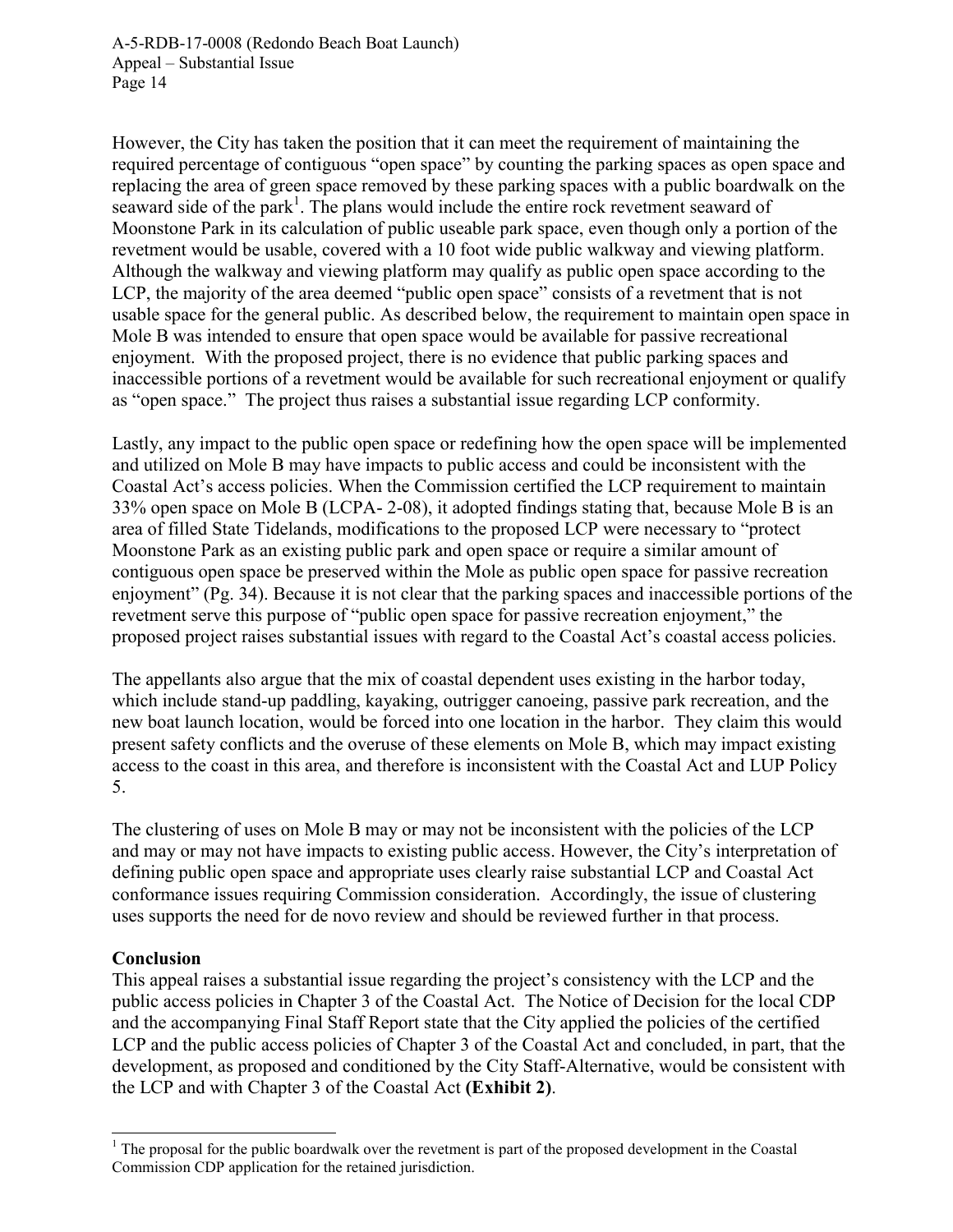However, the City has taken the position that it can meet the requirement of maintaining the required percentage of contiguous "open space" by counting the parking spaces as open space and replacing the area of green space removed by these parking spaces with a public boardwalk on the seaward side of the park[1]. The plans would include the entire rock revetment seaward of Moonstone Park in its calculation of public useable park space, even though only a portion of the revetment would be usable, covered with a 10 foot wide public walkway and viewing platform. Although the walkway and viewing platform may qualify as public open space according to the LCP, the majority of the area deemed "public open space" consists of a revetment that is not usable space for the general public. As described below, the requirement to maintain open space in Mole B was intended to ensure that open space would be available for passive recreational enjoyment. With the proposed project, there is no evidence that public parking spaces and inaccessible portions of a revetment would be available for such recreational enjoyment or qualify as "open space." The project thus raises a substantial issue regarding LCP conformity.

Lastly, any impact to the public open space or redefining how the open space will be implemented and utilized on Mole B may have impacts to public access and could be inconsistent with the Coastal Act's access policies. When the Commission certified the LCP requirement to maintain 33% open space on Mole B (LCPA- 2-08), it adopted findings stating that, because Mole B is an area of filled State Tidelands, modifications to the proposed LCP were necessary to "protect Moonstone Park as an existing public park and open space or require a similar amount of contiguous open space be preserved within the Mole as public open space for passive recreation enjoyment" (Pg. 34). Because it is not clear that the parking spaces and inaccessible portions of the revetment serve this purpose of "public open space for passive recreation enjoyment," the proposed project raises substantial issues with regard to the Coastal Act's coastal access policies.

The appellants also argue that the mix of coastal dependent uses existing in the harbor today, which include stand-up paddling, kayaking, outrigger canoeing, passive park recreation, and the new boat launch location, would be forced into one location in the harbor. They claim this would present safety conflicts and the overuse of these elements on Mole B, which may impact existing access to the coast in this area, and therefore is inconsistent with the Coastal Act and LUP Policy 5.

The clustering of uses on Mole B may or may not be inconsistent with the policies of the LCP and may or may not have impacts to existing public access. However, the City's interpretation of defining public open space and appropriate uses clearly raise substantial LCP and Coastal Act conformance issues requiring Commission consideration. Accordingly, the issue of clustering uses supports the need for de novo review and should be reviewed further in that process.

**Conclusion**

This appeal raises a substantial issue regarding the project's consistency with the LCP and the public access policies in Chapter 3 of the Coastal Act. The Notice of Decision for the local CDP and the accompanying Final Staff Report state that the City applied the policies of the certified LCP and the public access policies of Chapter 3 of the Coastal Act and concluded, in part, that the development, as proposed and conditioned by the City Staff-Alternative, would be consistent with the LCP and with Chapter 3 of the Coastal Act **(Exhibit 2)**.

[1] The proposal for the public boardwalk over the revetment is part of the proposed development in the Coastal Commission CDP application for the retained jurisdiction.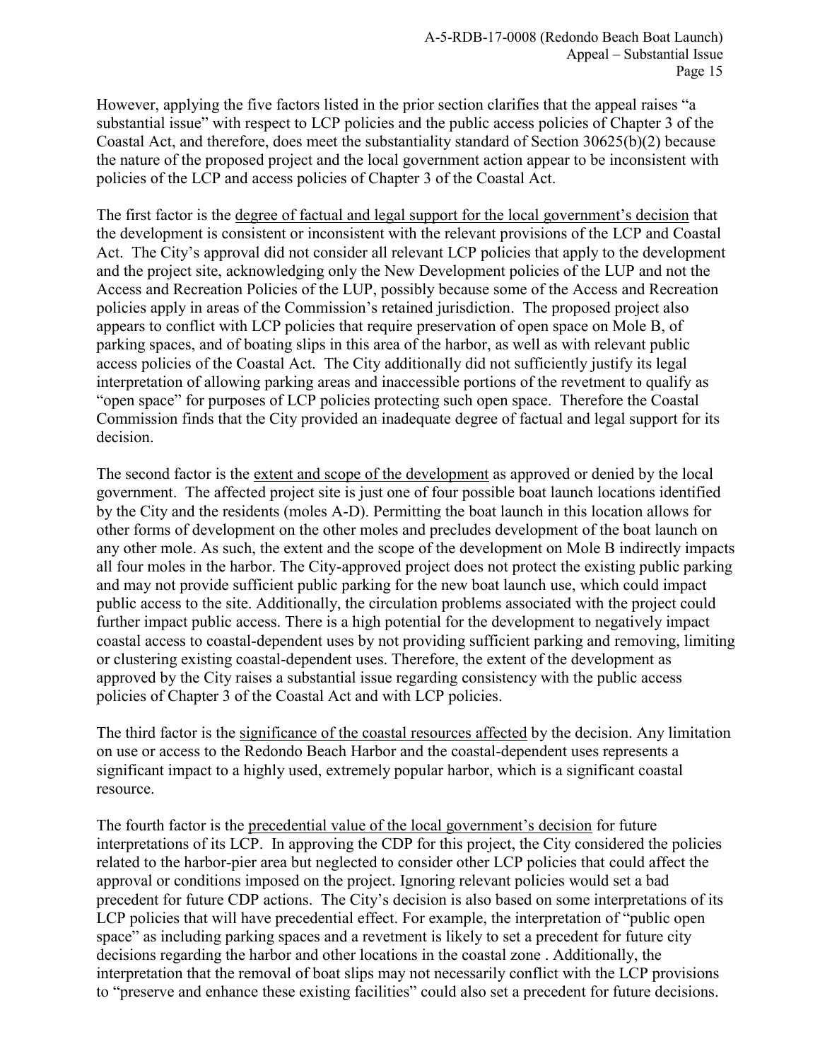However, applying the five factors listed in the prior section clarifies that the appeal raises "a substantial issue" with respect to LCP policies and the public access policies of Chapter 3 of the Coastal Act, and therefore, does meet the substantiality standard of Section 30625(b)(2) because the nature of the proposed project and the local government action appear to be inconsistent with policies of the LCP and access policies of Chapter 3 of the Coastal Act.

The first factor is the <u>degree of factual and legal support for the local government's decision</u> that the development is consistent or inconsistent with the relevant provisions of the LCP and Coastal Act. The City's approval did not consider all relevant LCP policies that apply to the development and the project site, acknowledging only the New Development policies of the LUP and not the Access and Recreation Policies of the LUP, possibly because some of the Access and Recreation policies apply in areas of the Commission's retained jurisdiction. The proposed project also appears to conflict with LCP policies that require preservation of open space on Mole B, of parking spaces, and of boating slips in this area of the harbor, as well as with relevant public access policies of the Coastal Act. The City additionally did not sufficiently justify its legal interpretation of allowing parking areas and inaccessible portions of the revetment to qualify as "open space" for purposes of LCP policies protecting such open space. Therefore the Coastal Commission finds that the City provided an inadequate degree of factual and legal support for its decision.

The second factor is the <u>extent and scope of the development</u> as approved or denied by the local government. The affected project site is just one of four possible boat launch locations identified by the City and the residents (moles A-D). Permitting the boat launch in this location allows for other forms of development on the other moles and precludes development of the boat launch on any other mole. As such, the extent and the scope of the development on Mole B indirectly impacts all four moles in the harbor. The City-approved project does not protect the existing public parking and may not provide sufficient public parking for the new boat launch use, which could impact public access to the site. Additionally, the circulation problems associated with the project could further impact public access. There is a high potential for the development to negatively impact coastal access to coastal-dependent uses by not providing sufficient parking and removing, limiting or clustering existing coastal-dependent uses. Therefore, the extent of the development as approved by the City raises a substantial issue regarding consistency with the public access policies of Chapter 3 of the Coastal Act and with LCP policies.

The third factor is the <u>significance of the coastal resources affected</u> by the decision. Any limitation on use or access to the Redondo Beach Harbor and the coastal-dependent uses represents a significant impact to a highly used, extremely popular harbor, which is a significant coastal resource.

The fourth factor is the <u>precedential value of the local government's decision</u> for future interpretations of its LCP. In approving the CDP for this project, the City considered the policies related to the harbor-pier area but neglected to consider other LCP policies that could affect the approval or conditions imposed on the project. Ignoring relevant policies would set a bad precedent for future CDP actions. The City's decision is also based on some interpretations of its LCP policies that will have precedential effect. For example, the interpretation of "public open space" as including parking spaces and a revetment is likely to set a precedent for future city decisions regarding the harbor and other locations in the coastal zone . Additionally, the interpretation that the removal of boat slips may not necessarily conflict with the LCP provisions to "preserve and enhance these existing facilities" could also set a precedent for future decisions.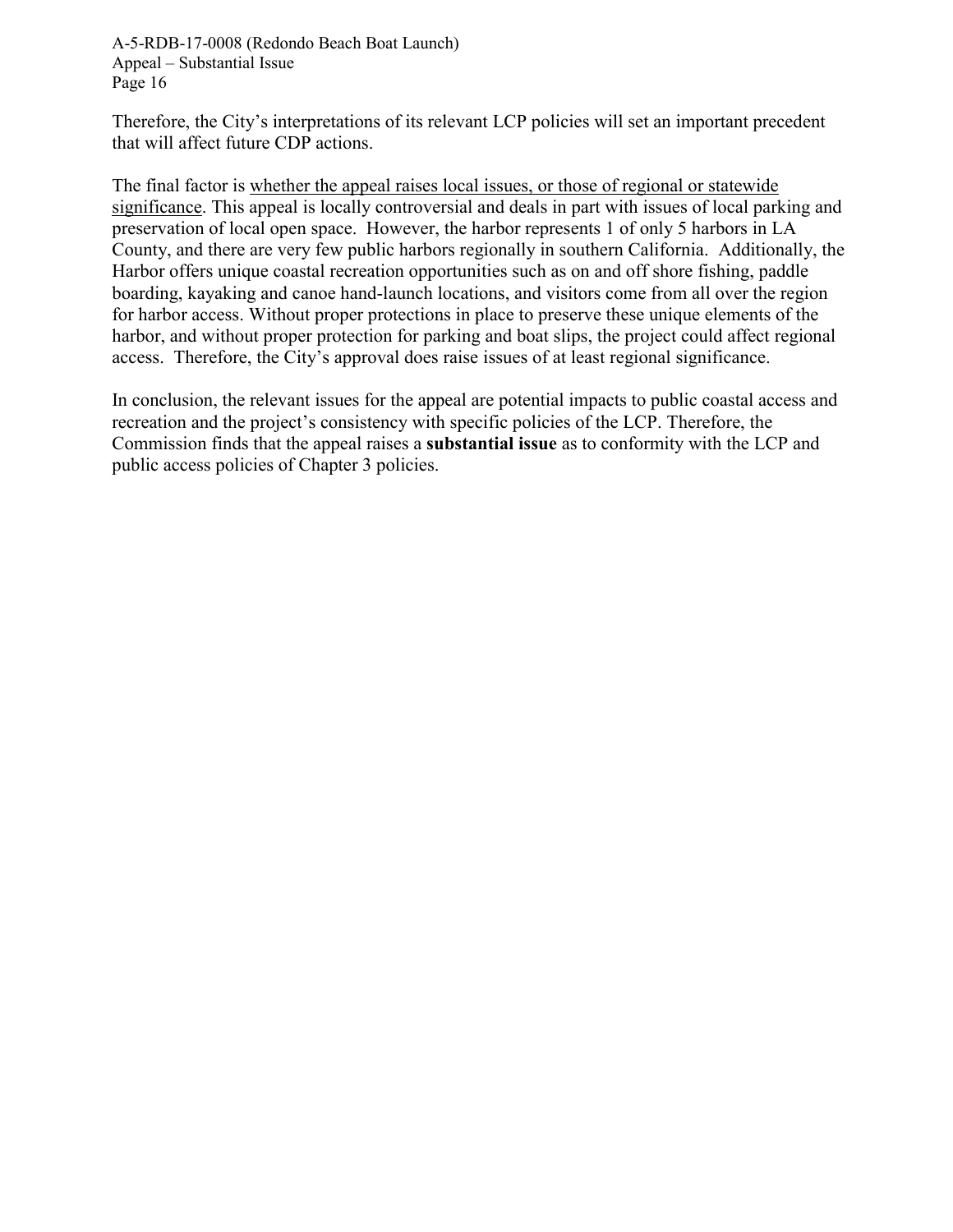Therefore, the City's interpretations of its relevant LCP policies will set an important precedent that will affect future CDP actions.

The final factor is <u>whether the appeal raises local issues, or those of regional or statewide significance</u>. This appeal is locally controversial and deals in part with issues of local parking and preservation of local open space. However, the harbor represents 1 of only 5 harbors in LA County, and there are very few public harbors regionally in southern California. Additionally, the Harbor offers unique coastal recreation opportunities such as on and off shore fishing, paddle boarding, kayaking and canoe hand-launch locations, and visitors come from all over the region for harbor access. Without proper protections in place to preserve these unique elements of the harbor, and without proper protection for parking and boat slips, the project could affect regional access. Therefore, the City's approval does raise issues of at least regional significance.

In conclusion, the relevant issues for the appeal are potential impacts to public coastal access and recreation and the project's consistency with specific policies of the LCP. Therefore, the Commission finds that the appeal raises a **substantial issue** as to conformity with the LCP and public access policies of Chapter 3 policies.